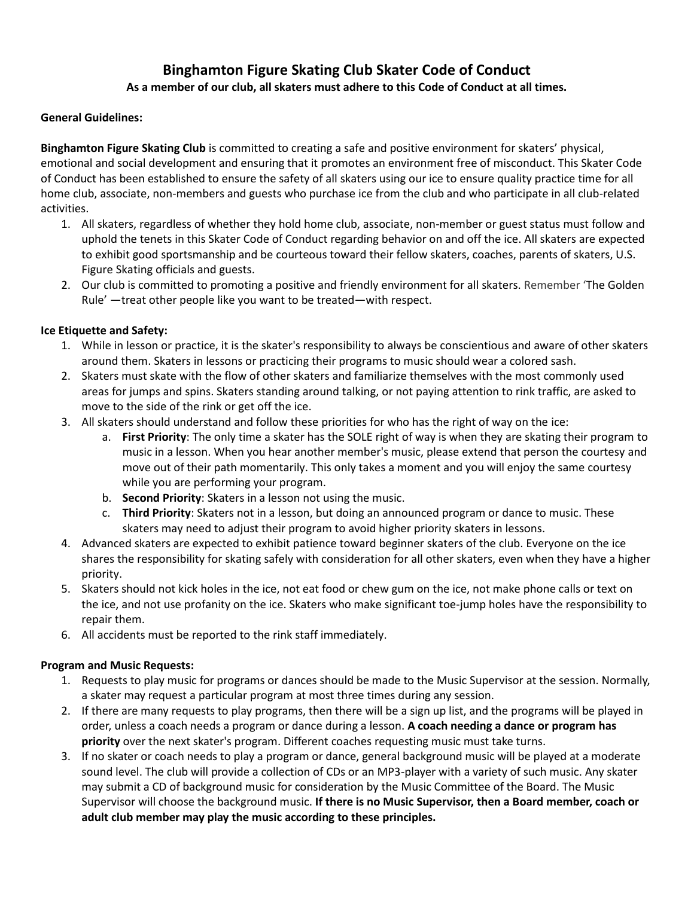# Binghamton Figure Skating Club Skater Code of Conduct

**As a member of our club, all skaters must adhere to this Code of Conduct at all times.**

**General Guidelines:**

**Binghamton Figure Skating Club** is committed to creating a safe and positive environment for skaters' physical, emotional and social development and ensuring that it promotes an environment free of misconduct. This Skater Code of Conduct has been established to ensure the safety of all skaters using our ice to ensure quality practice time for all home club, associate, non-members and guests who purchase ice from the club and who participate in all club-related activities.

1. All skaters, regardless of whether they hold home club, associate, non-member or guest status must follow and uphold the tenets in this Skater Code of Conduct regarding behavior on and off the ice. All skaters are expected to exhibit good sportsmanship and be courteous toward their fellow skaters, coaches, parents of skaters, U.S. Figure Skating officials and guests.
2. Our club is committed to promoting a positive and friendly environment for all skaters. Remember 'The Golden Rule' —treat other people like you want to be treated—with respect.

**Ice Etiquette and Safety:**

1. While in lesson or practice, it is the skater's responsibility to always be conscientious and aware of other skaters around them. Skaters in lessons or practicing their programs to music should wear a colored sash.
2. Skaters must skate with the flow of other skaters and familiarize themselves with the most commonly used areas for jumps and spins. Skaters standing around talking, or not paying attention to rink traffic, are asked to move to the side of the rink or get off the ice.
3. All skaters should understand and follow these priorities for who has the right of way on the ice:
   a. **First Priority**: The only time a skater has the SOLE right of way is when they are skating their program to music in a lesson. When you hear another member's music, please extend that person the courtesy and move out of their path momentarily. This only takes a moment and you will enjoy the same courtesy while you are performing your program.
   b. **Second Priority**: Skaters in a lesson not using the music.
   c. **Third Priority**: Skaters not in a lesson, but doing an announced program or dance to music. These skaters may need to adjust their program to avoid higher priority skaters in lessons.
4. Advanced skaters are expected to exhibit patience toward beginner skaters of the club. Everyone on the ice shares the responsibility for skating safely with consideration for all other skaters, even when they have a higher priority.
5. Skaters should not kick holes in the ice, not eat food or chew gum on the ice, not make phone calls or text on the ice, and not use profanity on the ice. Skaters who make significant toe-jump holes have the responsibility to repair them.
6. All accidents must be reported to the rink staff immediately.

**Program and Music Requests:**

1. Requests to play music for programs or dances should be made to the Music Supervisor at the session. Normally, a skater may request a particular program at most three times during any session.
2. If there are many requests to play programs, then there will be a sign up list, and the programs will be played in order, unless a coach needs a program or dance during a lesson. **A coach needing a dance or program has priority** over the next skater's program. Different coaches requesting music must take turns.
3. If no skater or coach needs to play a program or dance, general background music will be played at a moderate sound level. The club will provide a collection of CDs or an MP3-player with a variety of such music. Any skater may submit a CD of background music for consideration by the Music Committee of the Board. The Music Supervisor will choose the background music. **If there is no Music Supervisor, then a Board member, coach or adult club member may play the music according to these principles.**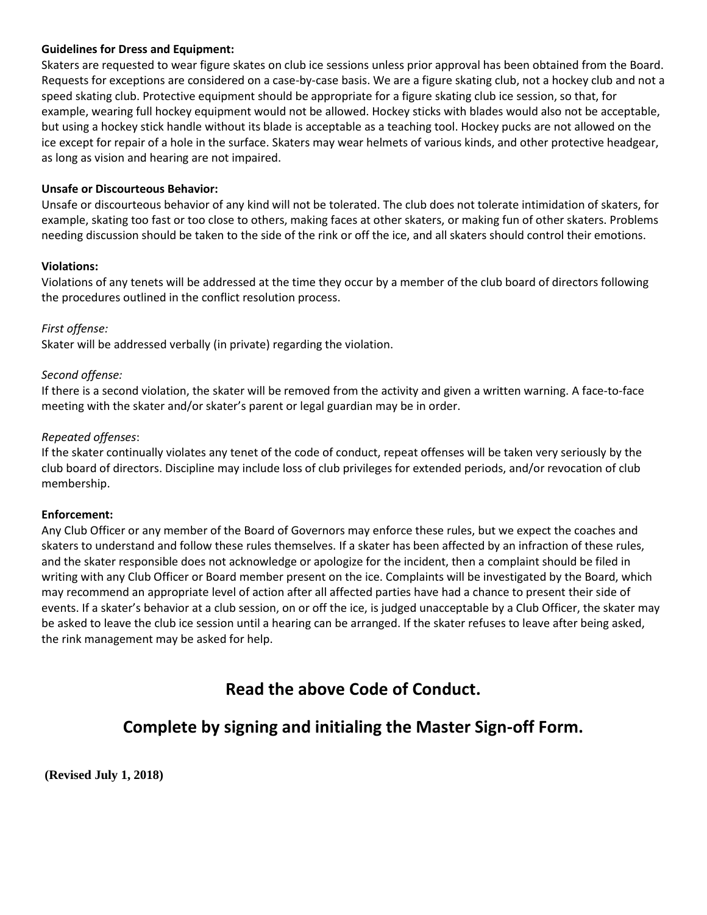**Guidelines for Dress and Equipment:**
Skaters are requested to wear figure skates on club ice sessions unless prior approval has been obtained from the Board. Requests for exceptions are considered on a case-by-case basis. We are a figure skating club, not a hockey club and not a speed skating club. Protective equipment should be appropriate for a figure skating club ice session, so that, for example, wearing full hockey equipment would not be allowed. Hockey sticks with blades would also not be acceptable, but using a hockey stick handle without its blade is acceptable as a teaching tool. Hockey pucks are not allowed on the ice except for repair of a hole in the surface. Skaters may wear helmets of various kinds, and other protective headgear, as long as vision and hearing are not impaired.

**Unsafe or Discourteous Behavior:**
Unsafe or discourteous behavior of any kind will not be tolerated. The club does not tolerate intimidation of skaters, for example, skating too fast or too close to others, making faces at other skaters, or making fun of other skaters. Problems needing discussion should be taken to the side of the rink or off the ice, and all skaters should control their emotions.

**Violations:**
Violations of any tenets will be addressed at the time they occur by a member of the club board of directors following the procedures outlined in the conflict resolution process.

*First offense:*
Skater will be addressed verbally (in private) regarding the violation.

*Second offense:*
If there is a second violation, the skater will be removed from the activity and given a written warning. A face-to-face meeting with the skater and/or skater's parent or legal guardian may be in order.

*Repeated offenses*:
If the skater continually violates any tenet of the code of conduct, repeat offenses will be taken very seriously by the club board of directors. Discipline may include loss of club privileges for extended periods, and/or revocation of club membership.

**Enforcement:**
Any Club Officer or any member of the Board of Governors may enforce these rules, but we expect the coaches and skaters to understand and follow these rules themselves. If a skater has been affected by an infraction of these rules, and the skater responsible does not acknowledge or apologize for the incident, then a complaint should be filed in writing with any Club Officer or Board member present on the ice. Complaints will be investigated by the Board, which may recommend an appropriate level of action after all affected parties have had a chance to present their side of events. If a skater's behavior at a club session, on or off the ice, is judged unacceptable by a Club Officer, the skater may be asked to leave the club ice session until a hearing can be arranged. If the skater refuses to leave after being asked, the rink management may be asked for help.

## Read the above Code of Conduct.

## Complete by signing and initialing the Master Sign-off Form.

**(Revised July 1, 2018)**